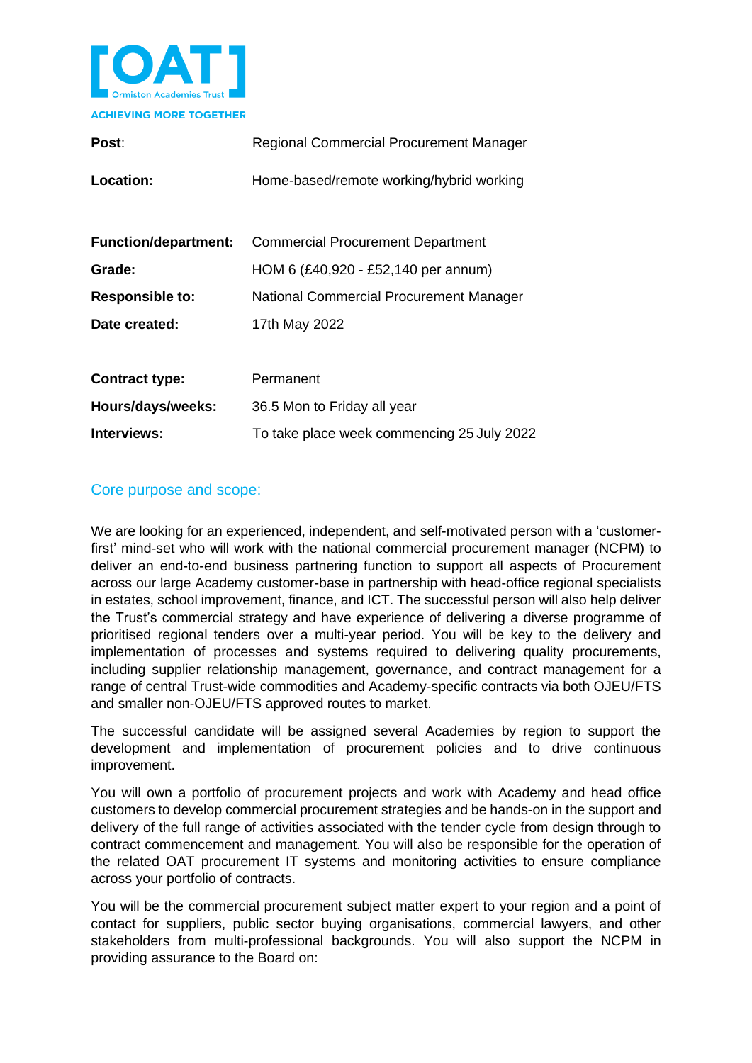[OAT]
Ormiston Academies Trust
ACHIEVING MORE TOGETHER

| | |
|---|---|
| **Post**: | Regional Commercial Procurement Manager |
| **Location:** | Home-based/remote working/hybrid working |
| **Function/department:** | Commercial Procurement Department |
| **Grade:** | HOM 6 (£40,920 - £52,140 per annum) |
| **Responsible to:** | National Commercial Procurement Manager |
| **Date created:** | 17th May 2022 |
| **Contract type:** | Permanent |
| **Hours/days/weeks:** | 36.5 Mon to Friday all year |
| **Interviews:** | To take place week commencing 25 July 2022 |

## Core purpose and scope:

We are looking for an experienced, independent, and self-motivated person with a 'customer-first' mind-set who will work with the national commercial procurement manager (NCPM) to deliver an end-to-end business partnering function to support all aspects of Procurement across our large Academy customer-base in partnership with head-office regional specialists in estates, school improvement, finance, and ICT. The successful person will also help deliver the Trust's commercial strategy and have experience of delivering a diverse programme of prioritised regional tenders over a multi-year period. You will be key to the delivery and implementation of processes and systems required to delivering quality procurements, including supplier relationship management, governance, and contract management for a range of central Trust-wide commodities and Academy-specific contracts via both OJEU/FTS and smaller non-OJEU/FTS approved routes to market.

The successful candidate will be assigned several Academies by region to support the development and implementation of procurement policies and to drive continuous improvement.

You will own a portfolio of procurement projects and work with Academy and head office customers to develop commercial procurement strategies and be hands-on in the support and delivery of the full range of activities associated with the tender cycle from design through to contract commencement and management. You will also be responsible for the operation of the related OAT procurement IT systems and monitoring activities to ensure compliance across your portfolio of contracts.

You will be the commercial procurement subject matter expert to your region and a point of contact for suppliers, public sector buying organisations, commercial lawyers, and other stakeholders from multi-professional backgrounds. You will also support the NCPM in providing assurance to the Board on: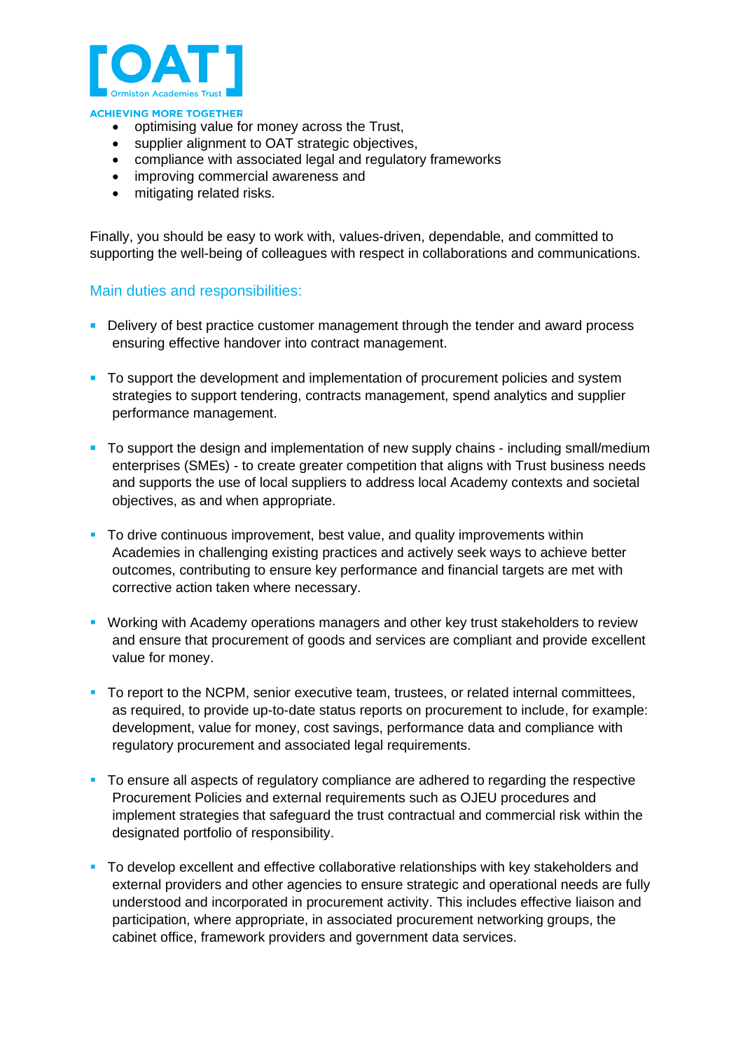- optimising value for money across the Trust,
- supplier alignment to OAT strategic objectives,
- compliance with associated legal and regulatory frameworks
- improving commercial awareness and
- mitigating related risks.

Finally, you should be easy to work with, values-driven, dependable, and committed to supporting the well-being of colleagues with respect in collaborations and communications.

## Main duties and responsibilities:

- Delivery of best practice customer management through the tender and award process ensuring effective handover into contract management.

- To support the development and implementation of procurement policies and system strategies to support tendering, contracts management, spend analytics and supplier performance management.

- To support the design and implementation of new supply chains - including small/medium enterprises (SMEs) - to create greater competition that aligns with Trust business needs and supports the use of local suppliers to address local Academy contexts and societal objectives, as and when appropriate.

- To drive continuous improvement, best value, and quality improvements within Academies in challenging existing practices and actively seek ways to achieve better outcomes, contributing to ensure key performance and financial targets are met with corrective action taken where necessary.

- Working with Academy operations managers and other key trust stakeholders to review and ensure that procurement of goods and services are compliant and provide excellent value for money.

- To report to the NCPM, senior executive team, trustees, or related internal committees, as required, to provide up-to-date status reports on procurement to include, for example: development, value for money, cost savings, performance data and compliance with regulatory procurement and associated legal requirements.

- To ensure all aspects of regulatory compliance are adhered to regarding the respective Procurement Policies and external requirements such as OJEU procedures and implement strategies that safeguard the trust contractual and commercial risk within the designated portfolio of responsibility.

- To develop excellent and effective collaborative relationships with key stakeholders and external providers and other agencies to ensure strategic and operational needs are fully understood and incorporated in procurement activity. This includes effective liaison and participation, where appropriate, in associated procurement networking groups, the cabinet office, framework providers and government data services.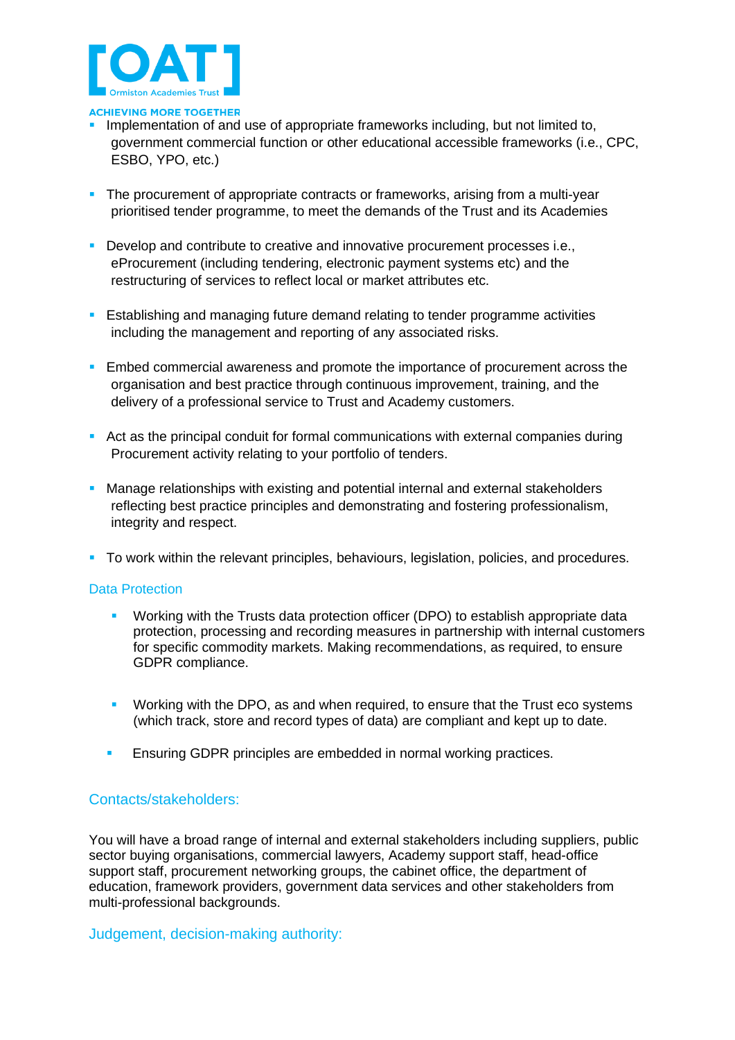- Implementation of and use of appropriate frameworks including, but not limited to, government commercial function or other educational accessible frameworks (i.e., CPC, ESBO, YPO, etc.)

- The procurement of appropriate contracts or frameworks, arising from a multi-year prioritised tender programme, to meet the demands of the Trust and its Academies

- Develop and contribute to creative and innovative procurement processes i.e., eProcurement (including tendering, electronic payment systems etc) and the restructuring of services to reflect local or market attributes etc.

- Establishing and managing future demand relating to tender programme activities including the management and reporting of any associated risks.

- Embed commercial awareness and promote the importance of procurement across the organisation and best practice through continuous improvement, training, and the delivery of a professional service to Trust and Academy customers.

- Act as the principal conduit for formal communications with external companies during Procurement activity relating to your portfolio of tenders.

- Manage relationships with existing and potential internal and external stakeholders reflecting best practice principles and demonstrating and fostering professionalism, integrity and respect.

- To work within the relevant principles, behaviours, legislation, policies, and procedures.

## Data Protection

- Working with the Trusts data protection officer (DPO) to establish appropriate data protection, processing and recording measures in partnership with internal customers for specific commodity markets. Making recommendations, as required, to ensure GDPR compliance.

- Working with the DPO, as and when required, to ensure that the Trust eco systems (which track, store and record types of data) are compliant and kept up to date.

- Ensuring GDPR principles are embedded in normal working practices.

## Contacts/stakeholders:

You will have a broad range of internal and external stakeholders including suppliers, public sector buying organisations, commercial lawyers, Academy support staff, head-office support staff, procurement networking groups, the cabinet office, the department of education, framework providers, government data services and other stakeholders from multi-professional backgrounds.

## Judgement, decision-making authority: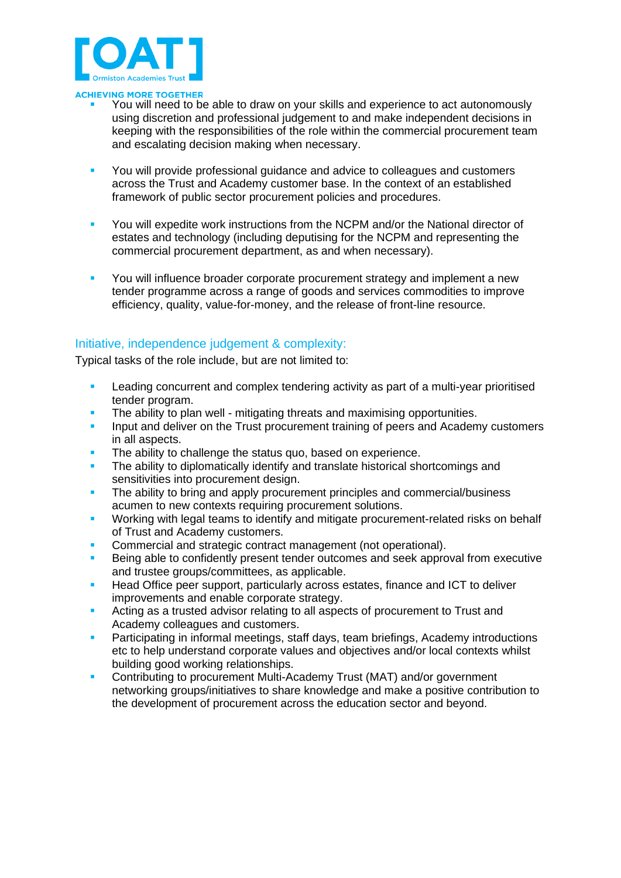- You will need to be able to draw on your skills and experience to act autonomously using discretion and professional judgement to and make independent decisions in keeping with the responsibilities of the role within the commercial procurement team and escalating decision making when necessary.

- You will provide professional guidance and advice to colleagues and customers across the Trust and Academy customer base. In the context of an established framework of public sector procurement policies and procedures.

- You will expedite work instructions from the NCPM and/or the National director of estates and technology (including deputising for the NCPM and representing the commercial procurement department, as and when necessary).

- You will influence broader corporate procurement strategy and implement a new tender programme across a range of goods and services commodities to improve efficiency, quality, value-for-money, and the release of front-line resource.

## Initiative, independence judgement & complexity:

Typical tasks of the role include, but are not limited to:

- Leading concurrent and complex tendering activity as part of a multi-year prioritised tender program.
- The ability to plan well - mitigating threats and maximising opportunities.
- Input and deliver on the Trust procurement training of peers and Academy customers in all aspects.
- The ability to challenge the status quo, based on experience.
- The ability to diplomatically identify and translate historical shortcomings and sensitivities into procurement design.
- The ability to bring and apply procurement principles and commercial/business acumen to new contexts requiring procurement solutions.
- Working with legal teams to identify and mitigate procurement-related risks on behalf of Trust and Academy customers.
- Commercial and strategic contract management (not operational).
- Being able to confidently present tender outcomes and seek approval from executive and trustee groups/committees, as applicable.
- Head Office peer support, particularly across estates, finance and ICT to deliver improvements and enable corporate strategy.
- Acting as a trusted advisor relating to all aspects of procurement to Trust and Academy colleagues and customers.
- Participating in informal meetings, staff days, team briefings, Academy introductions etc to help understand corporate values and objectives and/or local contexts whilst building good working relationships.
- Contributing to procurement Multi-Academy Trust (MAT) and/or government networking groups/initiatives to share knowledge and make a positive contribution to the development of procurement across the education sector and beyond.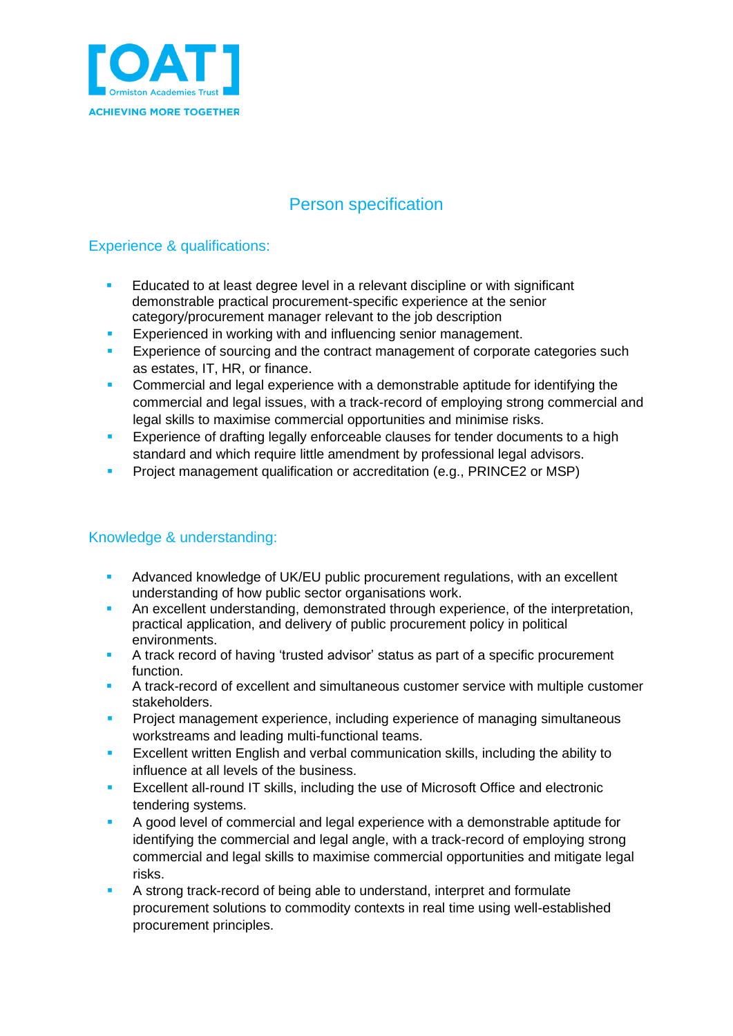# Person specification

## Experience & qualifications:

- Educated to at least degree level in a relevant discipline or with significant demonstrable practical procurement-specific experience at the senior category/procurement manager relevant to the job description
- Experienced in working with and influencing senior management.
- Experience of sourcing and the contract management of corporate categories such as estates, IT, HR, or finance.
- Commercial and legal experience with a demonstrable aptitude for identifying the commercial and legal issues, with a track-record of employing strong commercial and legal skills to maximise commercial opportunities and minimise risks.
- Experience of drafting legally enforceable clauses for tender documents to a high standard and which require little amendment by professional legal advisors.
- Project management qualification or accreditation (e.g., PRINCE2 or MSP)

## Knowledge & understanding:

- Advanced knowledge of UK/EU public procurement regulations, with an excellent understanding of how public sector organisations work.
- An excellent understanding, demonstrated through experience, of the interpretation, practical application, and delivery of public procurement policy in political environments.
- A track record of having 'trusted advisor' status as part of a specific procurement function.
- A track-record of excellent and simultaneous customer service with multiple customer stakeholders.
- Project management experience, including experience of managing simultaneous workstreams and leading multi-functional teams.
- Excellent written English and verbal communication skills, including the ability to influence at all levels of the business.
- Excellent all-round IT skills, including the use of Microsoft Office and electronic tendering systems.
- A good level of commercial and legal experience with a demonstrable aptitude for identifying the commercial and legal angle, with a track-record of employing strong commercial and legal skills to maximise commercial opportunities and mitigate legal risks.
- A strong track-record of being able to understand, interpret and formulate procurement solutions to commodity contexts in real time using well-established procurement principles.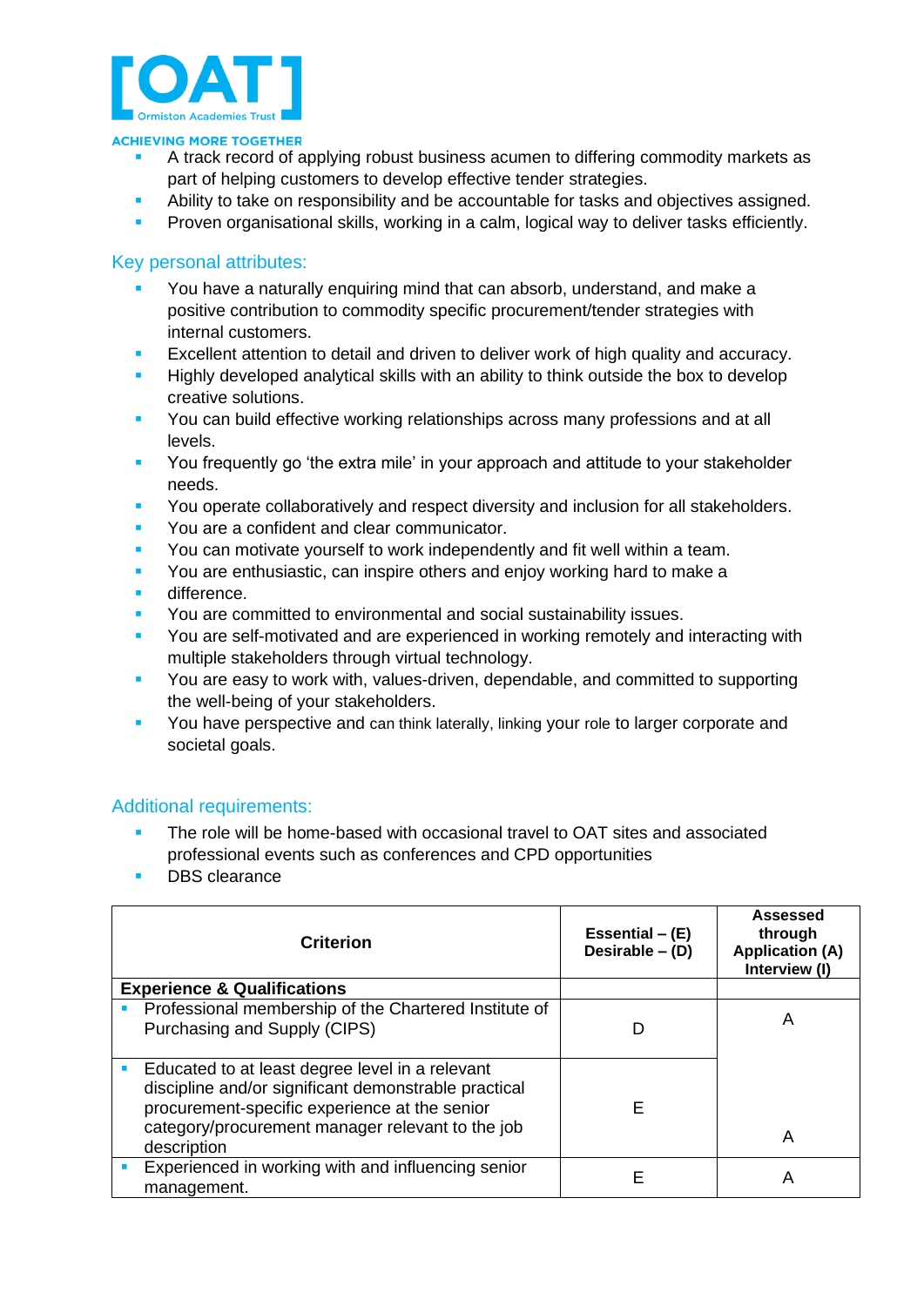- A track record of applying robust business acumen to differing commodity markets as part of helping customers to develop effective tender strategies.
- Ability to take on responsibility and be accountable for tasks and objectives assigned.
- Proven organisational skills, working in a calm, logical way to deliver tasks efficiently.

## Key personal attributes:

- You have a naturally enquiring mind that can absorb, understand, and make a positive contribution to commodity specific procurement/tender strategies with internal customers.
- Excellent attention to detail and driven to deliver work of high quality and accuracy.
- Highly developed analytical skills with an ability to think outside the box to develop creative solutions.
- You can build effective working relationships across many professions and at all levels.
- You frequently go 'the extra mile' in your approach and attitude to your stakeholder needs.
- You operate collaboratively and respect diversity and inclusion for all stakeholders.
- You are a confident and clear communicator.
- You can motivate yourself to work independently and fit well within a team.
- You are enthusiastic, can inspire others and enjoy working hard to make a
- difference.
- You are committed to environmental and social sustainability issues.
- You are self-motivated and are experienced in working remotely and interacting with multiple stakeholders through virtual technology.
- You are easy to work with, values-driven, dependable, and committed to supporting the well-being of your stakeholders.
- You have perspective and can think laterally, linking your role to larger corporate and societal goals.

## Additional requirements:

- The role will be home-based with occasional travel to OAT sites and associated professional events such as conferences and CPD opportunities
- DBS clearance

| Criterion | Essential – (E) Desirable – (D) | Assessed through Application (A) Interview (I) |
|---|---|---|
| **Experience & Qualifications** | | |
| ▪ Professional membership of the Chartered Institute of Purchasing and Supply (CIPS) | D | A |
| ▪ Educated to at least degree level in a relevant discipline and/or significant demonstrable practical procurement-specific experience at the senior category/procurement manager relevant to the job description | E | A |
| ▪ Experienced in working with and influencing senior management. | E | A |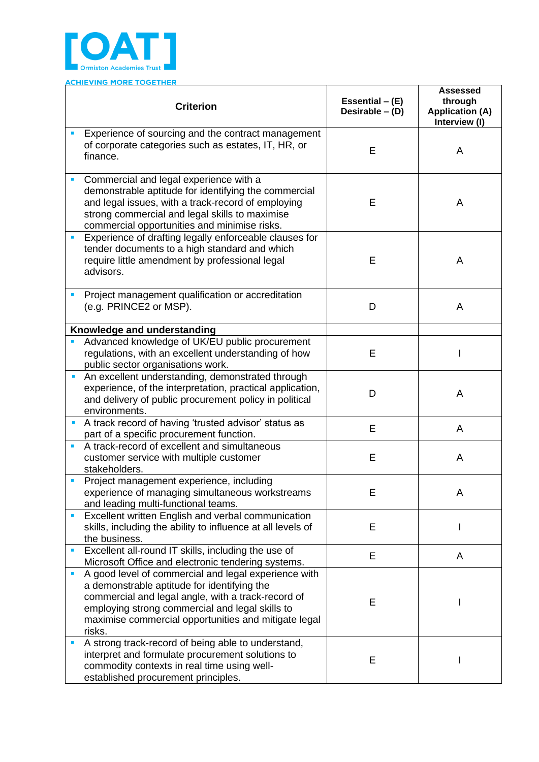| Criterion | Essential – (E) Desirable – (D) | Assessed through Application (A) Interview (I) |
|---|---|---|
| ▪ Experience of sourcing and the contract management of corporate categories such as estates, IT, HR, or finance. | E | A |
| ▪ Commercial and legal experience with a demonstrable aptitude for identifying the commercial and legal issues, with a track-record of employing strong commercial and legal skills to maximise commercial opportunities and minimise risks. | E | A |
| ▪ Experience of drafting legally enforceable clauses for tender documents to a high standard and which require little amendment by professional legal advisors. | E | A |
| ▪ Project management qualification or accreditation (e.g. PRINCE2 or MSP). | D | A |
| **Knowledge and understanding** | | |
| ▪ Advanced knowledge of UK/EU public procurement regulations, with an excellent understanding of how public sector organisations work. | E | I |
| ▪ An excellent understanding, demonstrated through experience, of the interpretation, practical application, and delivery of public procurement policy in political environments. | D | A |
| ▪ A track record of having 'trusted advisor' status as part of a specific procurement function. | E | A |
| ▪ A track-record of excellent and simultaneous customer service with multiple customer stakeholders. | E | A |
| ▪ Project management experience, including experience of managing simultaneous workstreams and leading multi-functional teams. | E | A |
| ▪ Excellent written English and verbal communication skills, including the ability to influence at all levels of the business. | E | I |
| ▪ Excellent all-round IT skills, including the use of Microsoft Office and electronic tendering systems. | E | A |
| ▪ A good level of commercial and legal experience with a demonstrable aptitude for identifying the commercial and legal angle, with a track-record of employing strong commercial and legal skills to maximise commercial opportunities and mitigate legal risks. | E | I |
| ▪ A strong track-record of being able to understand, interpret and formulate procurement solutions to commodity contexts in real time using well-established procurement principles. | E | I |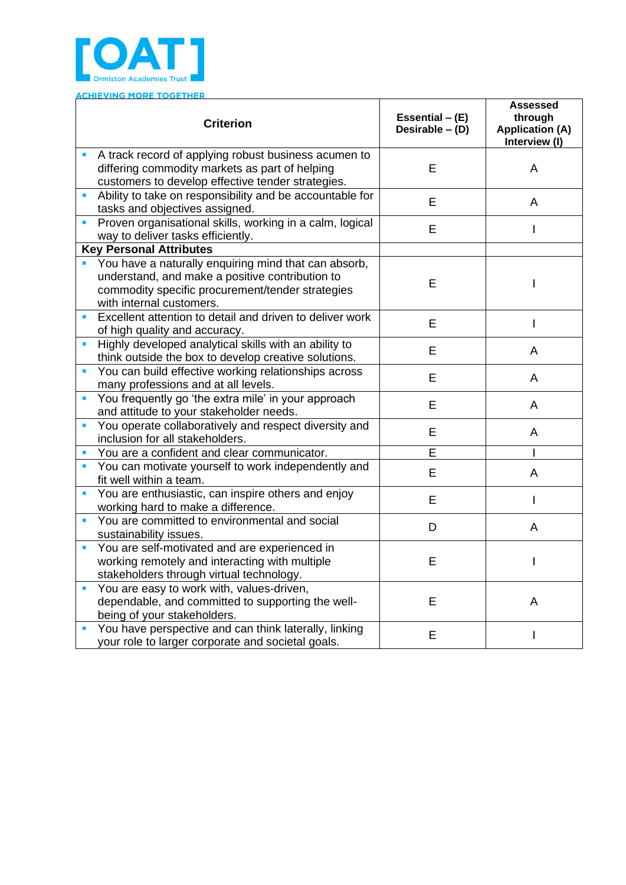**[OAT]** Ormiston Academies Trust

ACHIEVING MORE TOGETHER

| Criterion | Essential – (E) Desirable – (D) | Assessed through Application (A) Interview (I) |
|---|---|---|
| ▪ A track record of applying robust business acumen to differing commodity markets as part of helping customers to develop effective tender strategies. | E | A |
| ▪ Ability to take on responsibility and be accountable for tasks and objectives assigned. | E | A |
| ▪ Proven organisational skills, working in a calm, logical way to deliver tasks efficiently. | E | I |
| **Key Personal Attributes** | | |
| ▪ You have a naturally enquiring mind that can absorb, understand, and make a positive contribution to commodity specific procurement/tender strategies with internal customers. | E | I |
| ▪ Excellent attention to detail and driven to deliver work of high quality and accuracy. | E | I |
| ▪ Highly developed analytical skills with an ability to think outside the box to develop creative solutions. | E | A |
| ▪ You can build effective working relationships across many professions and at all levels. | E | A |
| ▪ You frequently go 'the extra mile' in your approach and attitude to your stakeholder needs. | E | A |
| ▪ You operate collaboratively and respect diversity and inclusion for all stakeholders. | E | A |
| ▪ You are a confident and clear communicator. | E | I |
| ▪ You can motivate yourself to work independently and fit well within a team. | E | A |
| ▪ You are enthusiastic, can inspire others and enjoy working hard to make a difference. | E | I |
| ▪ You are committed to environmental and social sustainability issues. | D | A |
| ▪ You are self-motivated and are experienced in working remotely and interacting with multiple stakeholders through virtual technology. | E | I |
| ▪ You are easy to work with, values-driven, dependable, and committed to supporting the well-being of your stakeholders. | E | A |
| ▪ You have perspective and can think laterally, linking your role to larger corporate and societal goals. | E | I |